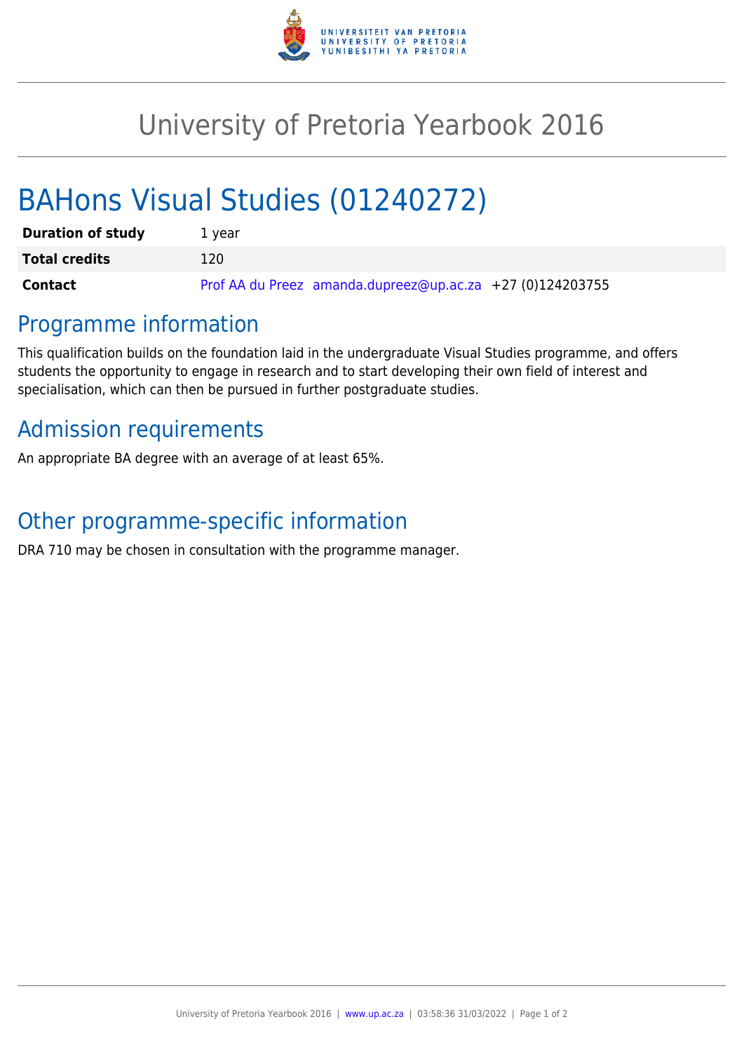# University of Pretoria Yearbook 2016

## BAHons Visual Studies (01240272)

| | |
|---|---|
| **Duration of study** | 1 year |
| **Total credits** | 120 |
| **Contact** | Prof AA du Preez amanda.dupreez@up.ac.za +27 (0)124203755 |

## Programme information

This qualification builds on the foundation laid in the undergraduate Visual Studies programme, and offers students the opportunity to engage in research and to start developing their own field of interest and specialisation, which can then be pursued in further postgraduate studies.

## Admission requirements

An appropriate BA degree with an average of at least 65%.

## Other programme-specific information

DRA 710 may be chosen in consultation with the programme manager.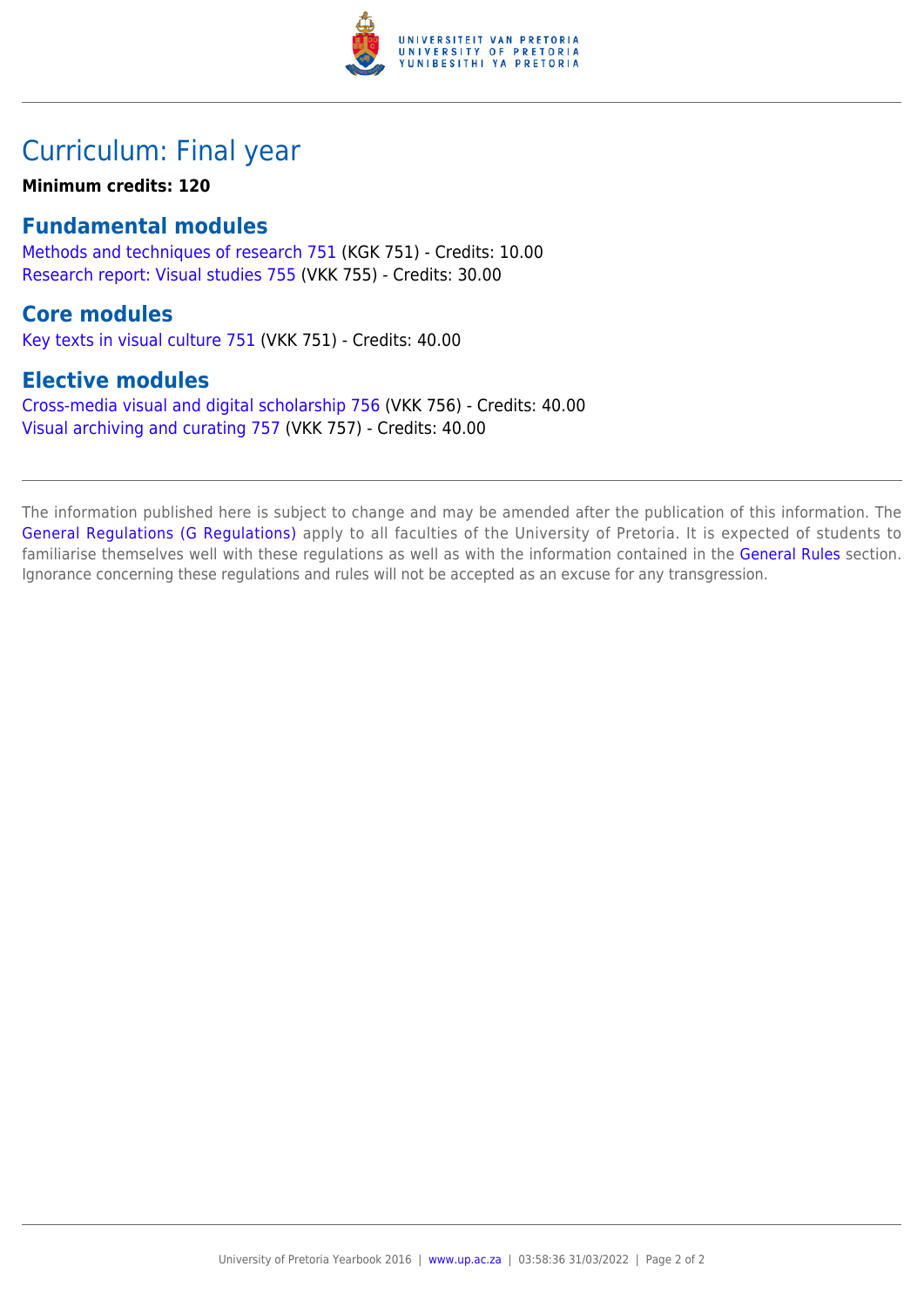# Curriculum: Final year

**Minimum credits: 120**

## Fundamental modules

Methods and techniques of research 751 (KGK 751) - Credits: 10.00
Research report: Visual studies 755 (VKK 755) - Credits: 30.00

## Core modules

Key texts in visual culture 751 (VKK 751) - Credits: 40.00

## Elective modules

Cross-media visual and digital scholarship 756 (VKK 756) - Credits: 40.00
Visual archiving and curating 757 (VKK 757) - Credits: 40.00

The information published here is subject to change and may be amended after the publication of this information. The General Regulations (G Regulations) apply to all faculties of the University of Pretoria. It is expected of students to familiarise themselves well with these regulations as well as with the information contained in the General Rules section. Ignorance concerning these regulations and rules will not be accepted as an excuse for any transgression.